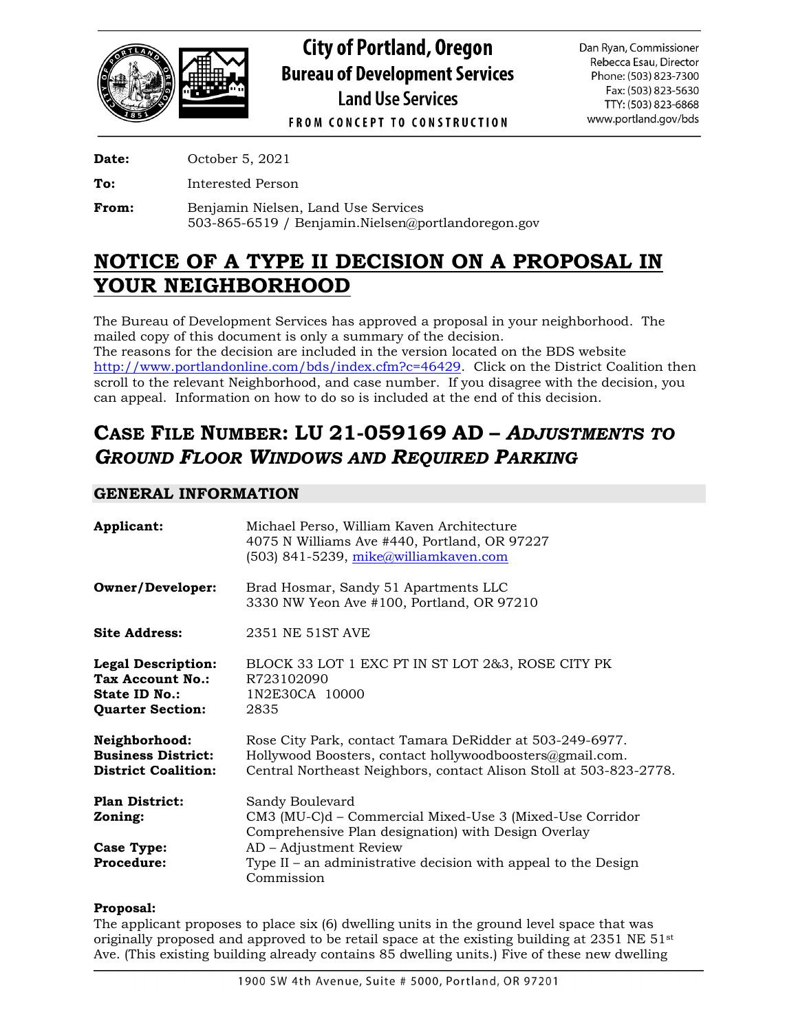**City of Portland, Oregon**
**Bureau of Development Services**
**Land Use Services**
FROM CONCEPT TO CONSTRUCTION

Dan Ryan, Commissioner
Rebecca Esau, Director
Phone: (503) 823-7300
Fax: (503) 823-5630
TTY: (503) 823-6868
www.portland.gov/bds

**Date:** October 5, 2021

**To:** Interested Person

**From:** Benjamin Nielsen, Land Use Services
503-865-6519 / Benjamin.Nielsen@portlandoregon.gov

# NOTICE OF A TYPE II DECISION ON A PROPOSAL IN YOUR NEIGHBORHOOD

The Bureau of Development Services has approved a proposal in your neighborhood. The mailed copy of this document is only a summary of the decision.
The reasons for the decision are included in the version located on the BDS website http://www.portlandonline.com/bds/index.cfm?c=46429. Click on the District Coalition then scroll to the relevant Neighborhood, and case number. If you disagree with the decision, you can appeal. Information on how to do so is included at the end of this decision.

## CASE FILE NUMBER: LU 21-059169 AD – *ADJUSTMENTS TO GROUND FLOOR WINDOWS AND REQUIRED PARKING*

### GENERAL INFORMATION

**Applicant:** Michael Perso, William Kaven Architecture
4075 N Williams Ave #440, Portland, OR 97227
(503) 841-5239, mike@williamkaven.com

**Owner/Developer:** Brad Hosmar, Sandy 51 Apartments LLC
3330 NW Yeon Ave #100, Portland, OR 97210

**Site Address:** 2351 NE 51ST AVE

**Legal Description:** BLOCK 33 LOT 1 EXC PT IN ST LOT 2&3, ROSE CITY PK
**Tax Account No.:** R723102090
**State ID No.:** 1N2E30CA 10000
**Quarter Section:** 2835

**Neighborhood:** Rose City Park, contact Tamara DeRidder at 503-249-6977.
**Business District:** Hollywood Boosters, contact hollywoodboosters@gmail.com.
**District Coalition:** Central Northeast Neighbors, contact Alison Stoll at 503-823-2778.

**Plan District:** Sandy Boulevard
**Zoning:** CM3 (MU-C)d – Commercial Mixed-Use 3 (Mixed-Use Corridor Comprehensive Plan designation) with Design Overlay
**Case Type:** AD – Adjustment Review
**Procedure:** Type II – an administrative decision with appeal to the Design Commission

**Proposal:**
The applicant proposes to place six (6) dwelling units in the ground level space that was originally proposed and approved to be retail space at the existing building at 2351 NE 51st Ave. (This existing building already contains 85 dwelling units.) Five of these new dwelling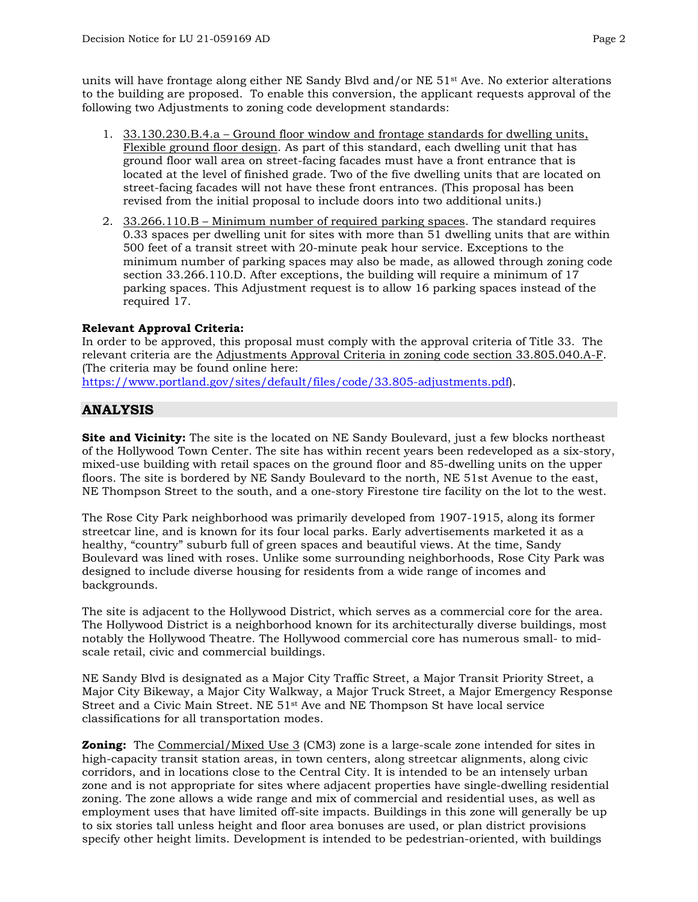units will have frontage along either NE Sandy Blvd and/or NE 51st Ave. No exterior alterations to the building are proposed. To enable this conversion, the applicant requests approval of the following two Adjustments to zoning code development standards:

1. 33.130.230.B.4.a – Ground floor window and frontage standards for dwelling units, Flexible ground floor design. As part of this standard, each dwelling unit that has ground floor wall area on street-facing facades must have a front entrance that is located at the level of finished grade. Two of the five dwelling units that are located on street-facing facades will not have these front entrances. (This proposal has been revised from the initial proposal to include doors into two additional units.)
2. 33.266.110.B – Minimum number of required parking spaces. The standard requires 0.33 spaces per dwelling unit for sites with more than 51 dwelling units that are within 500 feet of a transit street with 20-minute peak hour service. Exceptions to the minimum number of parking spaces may also be made, as allowed through zoning code section 33.266.110.D. After exceptions, the building will require a minimum of 17 parking spaces. This Adjustment request is to allow 16 parking spaces instead of the required 17.

**Relevant Approval Criteria:**
In order to be approved, this proposal must comply with the approval criteria of Title 33. The relevant criteria are the Adjustments Approval Criteria in zoning code section 33.805.040.A-F. (The criteria may be found online here: https://www.portland.gov/sites/default/files/code/33.805-adjustments.pdf).

## ANALYSIS

**Site and Vicinity:** The site is the located on NE Sandy Boulevard, just a few blocks northeast of the Hollywood Town Center. The site has within recent years been redeveloped as a six-story, mixed-use building with retail spaces on the ground floor and 85-dwelling units on the upper floors. The site is bordered by NE Sandy Boulevard to the north, NE 51st Avenue to the east, NE Thompson Street to the south, and a one-story Firestone tire facility on the lot to the west.

The Rose City Park neighborhood was primarily developed from 1907-1915, along its former streetcar line, and is known for its four local parks. Early advertisements marketed it as a healthy, "country" suburb full of green spaces and beautiful views. At the time, Sandy Boulevard was lined with roses. Unlike some surrounding neighborhoods, Rose City Park was designed to include diverse housing for residents from a wide range of incomes and backgrounds.

The site is adjacent to the Hollywood District, which serves as a commercial core for the area. The Hollywood District is a neighborhood known for its architecturally diverse buildings, most notably the Hollywood Theatre. The Hollywood commercial core has numerous small- to mid-scale retail, civic and commercial buildings.

NE Sandy Blvd is designated as a Major City Traffic Street, a Major Transit Priority Street, a Major City Bikeway, a Major City Walkway, a Major Truck Street, a Major Emergency Response Street and a Civic Main Street. NE 51st Ave and NE Thompson St have local service classifications for all transportation modes.

**Zoning:** The Commercial/Mixed Use 3 (CM3) zone is a large-scale zone intended for sites in high-capacity transit station areas, in town centers, along streetcar alignments, along civic corridors, and in locations close to the Central City. It is intended to be an intensely urban zone and is not appropriate for sites where adjacent properties have single-dwelling residential zoning. The zone allows a wide range and mix of commercial and residential uses, as well as employment uses that have limited off-site impacts. Buildings in this zone will generally be up to six stories tall unless height and floor area bonuses are used, or plan district provisions specify other height limits. Development is intended to be pedestrian-oriented, with buildings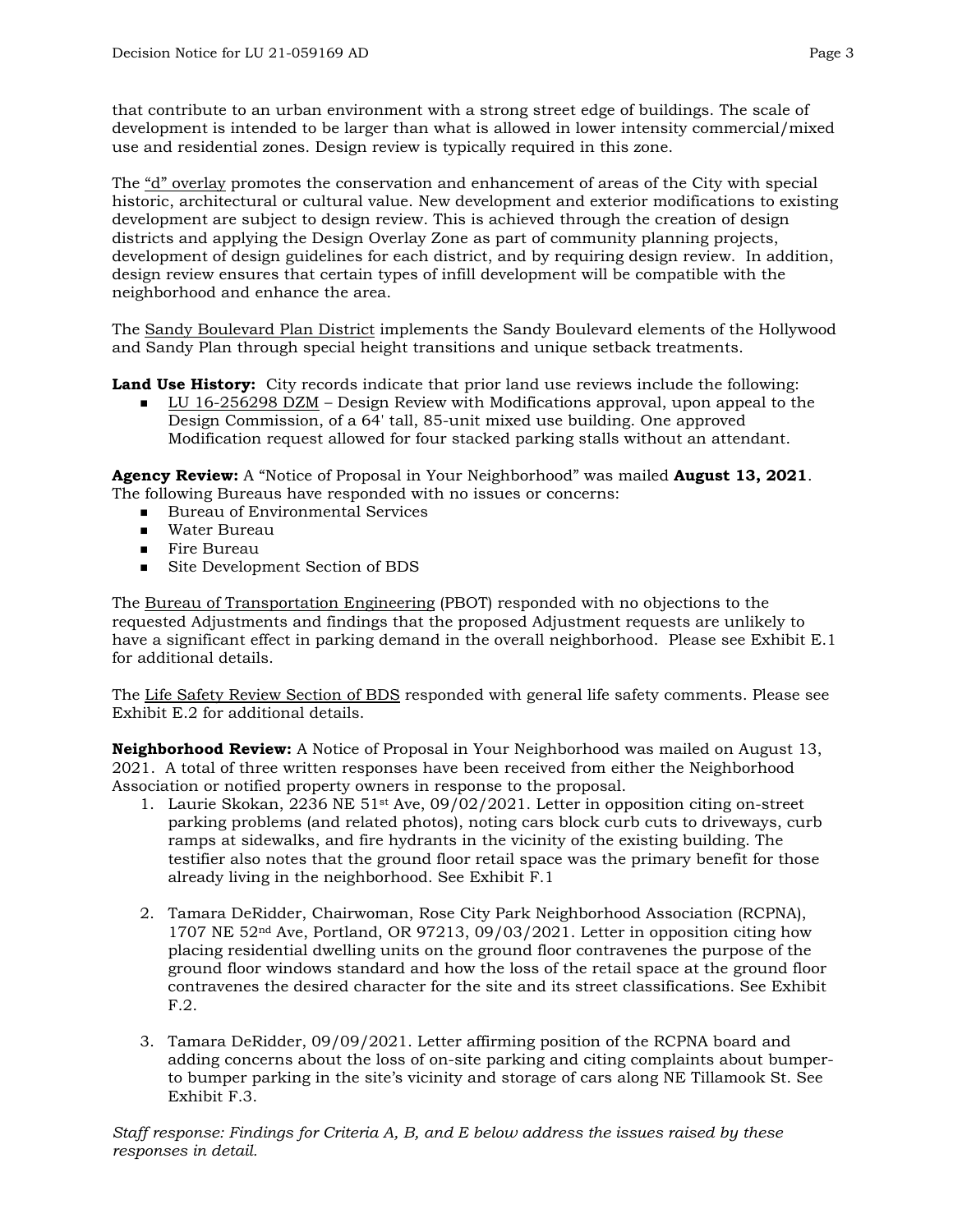that contribute to an urban environment with a strong street edge of buildings. The scale of development is intended to be larger than what is allowed in lower intensity commercial/mixed use and residential zones. Design review is typically required in this zone.

The "d" overlay promotes the conservation and enhancement of areas of the City with special historic, architectural or cultural value. New development and exterior modifications to existing development are subject to design review. This is achieved through the creation of design districts and applying the Design Overlay Zone as part of community planning projects, development of design guidelines for each district, and by requiring design review. In addition, design review ensures that certain types of infill development will be compatible with the neighborhood and enhance the area.

The Sandy Boulevard Plan District implements the Sandy Boulevard elements of the Hollywood and Sandy Plan through special height transitions and unique setback treatments.

**Land Use History:** City records indicate that prior land use reviews include the following:

- LU 16-256298 DZM – Design Review with Modifications approval, upon appeal to the Design Commission, of a 64' tall, 85-unit mixed use building. One approved Modification request allowed for four stacked parking stalls without an attendant.

**Agency Review:** A "Notice of Proposal in Your Neighborhood" was mailed **August 13, 2021**. The following Bureaus have responded with no issues or concerns:

- Bureau of Environmental Services
- Water Bureau
- Fire Bureau
- Site Development Section of BDS

The Bureau of Transportation Engineering (PBOT) responded with no objections to the requested Adjustments and findings that the proposed Adjustment requests are unlikely to have a significant effect in parking demand in the overall neighborhood. Please see Exhibit E.1 for additional details.

The Life Safety Review Section of BDS responded with general life safety comments. Please see Exhibit E.2 for additional details.

**Neighborhood Review:** A Notice of Proposal in Your Neighborhood was mailed on August 13, 2021. A total of three written responses have been received from either the Neighborhood Association or notified property owners in response to the proposal.

1. Laurie Skokan, 2236 NE 51st Ave, 09/02/2021. Letter in opposition citing on-street parking problems (and related photos), noting cars block curb cuts to driveways, curb ramps at sidewalks, and fire hydrants in the vicinity of the existing building. The testifier also notes that the ground floor retail space was the primary benefit for those already living in the neighborhood. See Exhibit F.1

2. Tamara DeRidder, Chairwoman, Rose City Park Neighborhood Association (RCPNA), 1707 NE 52nd Ave, Portland, OR 97213, 09/03/2021. Letter in opposition citing how placing residential dwelling units on the ground floor contravenes the purpose of the ground floor windows standard and how the loss of the retail space at the ground floor contravenes the desired character for the site and its street classifications. See Exhibit F.2.

3. Tamara DeRidder, 09/09/2021. Letter affirming position of the RCPNA board and adding concerns about the loss of on-site parking and citing complaints about bumper-to bumper parking in the site's vicinity and storage of cars along NE Tillamook St. See Exhibit F.3.

*Staff response: Findings for Criteria A, B, and E below address the issues raised by these responses in detail.*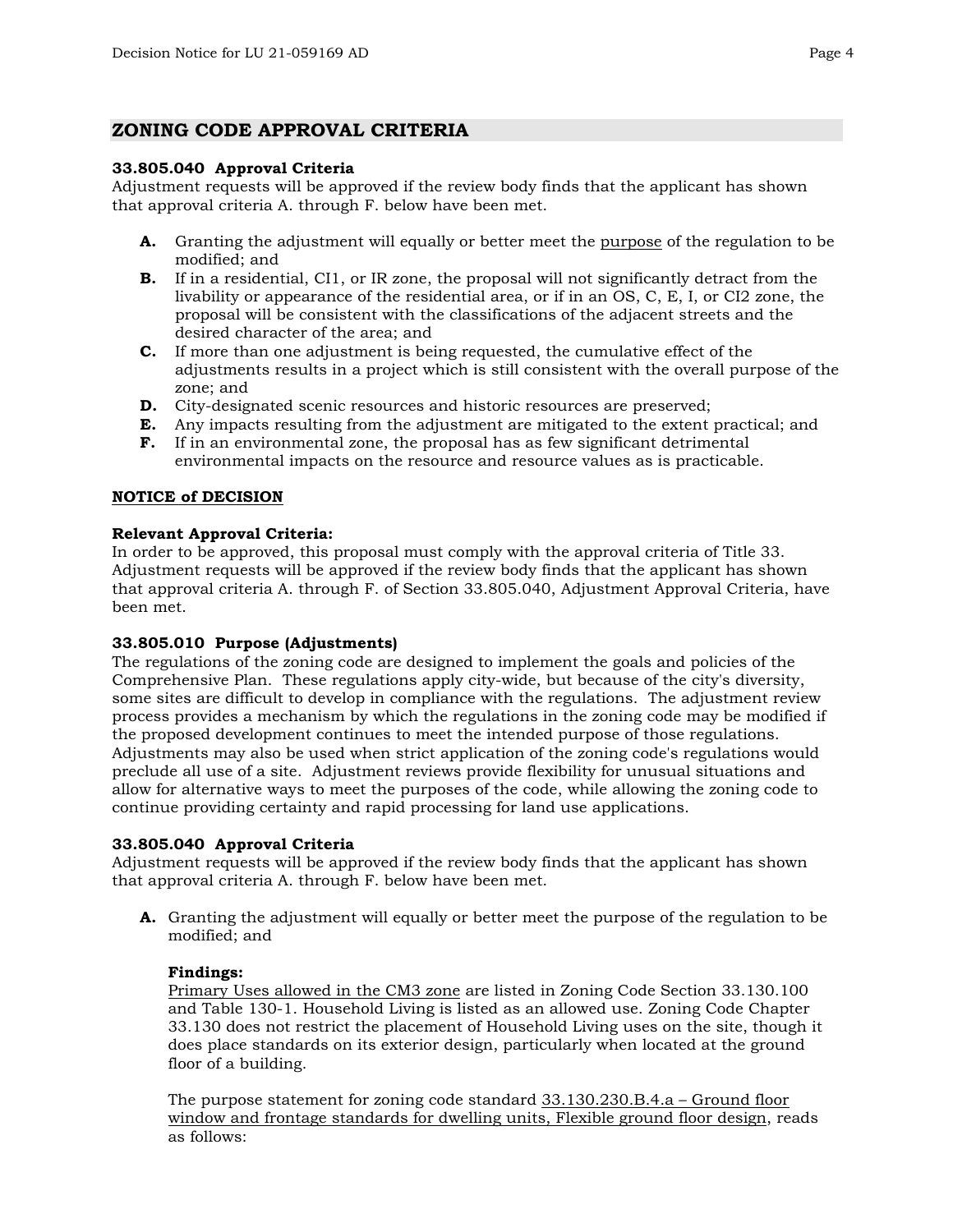## ZONING CODE APPROVAL CRITERIA

**33.805.040 Approval Criteria**
Adjustment requests will be approved if the review body finds that the applicant has shown that approval criteria A. through F. below have been met.

- **A.** Granting the adjustment will equally or better meet the purpose of the regulation to be modified; and
- **B.** If in a residential, CI1, or IR zone, the proposal will not significantly detract from the livability or appearance of the residential area, or if in an OS, C, E, I, or CI2 zone, the proposal will be consistent with the classifications of the adjacent streets and the desired character of the area; and
- **C.** If more than one adjustment is being requested, the cumulative effect of the adjustments results in a project which is still consistent with the overall purpose of the zone; and
- **D.** City-designated scenic resources and historic resources are preserved;
- **E.** Any impacts resulting from the adjustment are mitigated to the extent practical; and
- **F.** If in an environmental zone, the proposal has as few significant detrimental environmental impacts on the resource and resource values as is practicable.

**NOTICE of DECISION**

**Relevant Approval Criteria:**
In order to be approved, this proposal must comply with the approval criteria of Title 33. Adjustment requests will be approved if the review body finds that the applicant has shown that approval criteria A. through F. of Section 33.805.040, Adjustment Approval Criteria, have been met.

**33.805.010 Purpose (Adjustments)**
The regulations of the zoning code are designed to implement the goals and policies of the Comprehensive Plan. These regulations apply city-wide, but because of the city's diversity, some sites are difficult to develop in compliance with the regulations. The adjustment review process provides a mechanism by which the regulations in the zoning code may be modified if the proposed development continues to meet the intended purpose of those regulations. Adjustments may also be used when strict application of the zoning code's regulations would preclude all use of a site. Adjustment reviews provide flexibility for unusual situations and allow for alternative ways to meet the purposes of the code, while allowing the zoning code to continue providing certainty and rapid processing for land use applications.

**33.805.040 Approval Criteria**
Adjustment requests will be approved if the review body finds that the applicant has shown that approval criteria A. through F. below have been met.

- **A.** Granting the adjustment will equally or better meet the purpose of the regulation to be modified; and

  **Findings:**
  Primary Uses allowed in the CM3 zone are listed in Zoning Code Section 33.130.100 and Table 130-1. Household Living is listed as an allowed use. Zoning Code Chapter 33.130 does not restrict the placement of Household Living uses on the site, though it does place standards on its exterior design, particularly when located at the ground floor of a building.

  The purpose statement for zoning code standard 33.130.230.B.4.a – Ground floor window and frontage standards for dwelling units, Flexible ground floor design, reads as follows: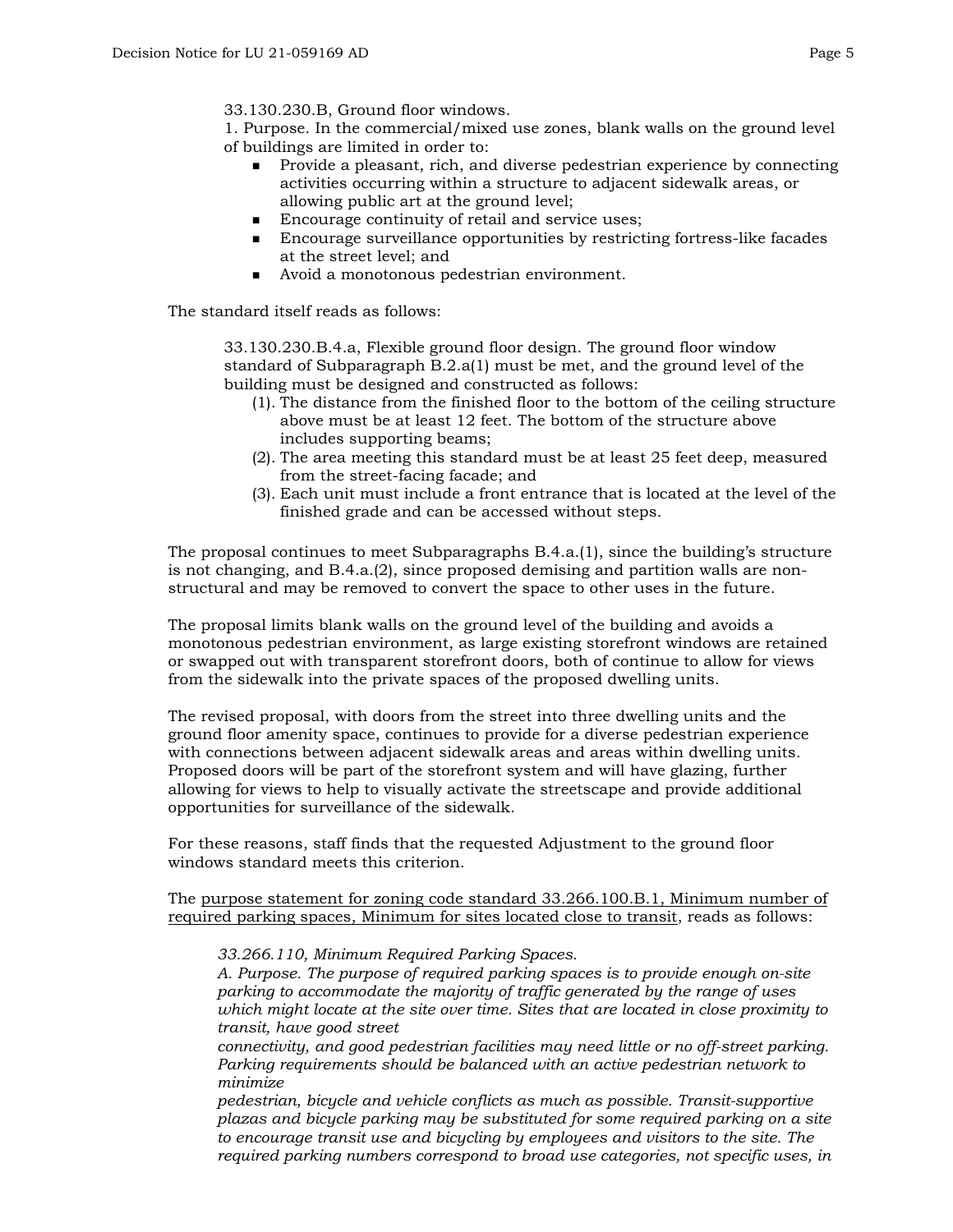33.130.230.B, Ground floor windows.
1. Purpose. In the commercial/mixed use zones, blank walls on the ground level of buildings are limited in order to:

- Provide a pleasant, rich, and diverse pedestrian experience by connecting activities occurring within a structure to adjacent sidewalk areas, or allowing public art at the ground level;
- Encourage continuity of retail and service uses;
- Encourage surveillance opportunities by restricting fortress-like facades at the street level; and
- Avoid a monotonous pedestrian environment.

The standard itself reads as follows:

33.130.230.B.4.a, Flexible ground floor design. The ground floor window standard of Subparagraph B.2.a(1) must be met, and the ground level of the building must be designed and constructed as follows:

(1). The distance from the finished floor to the bottom of the ceiling structure above must be at least 12 feet. The bottom of the structure above includes supporting beams;
(2). The area meeting this standard must be at least 25 feet deep, measured from the street-facing facade; and
(3). Each unit must include a front entrance that is located at the level of the finished grade and can be accessed without steps.

The proposal continues to meet Subparagraphs B.4.a.(1), since the building's structure is not changing, and B.4.a.(2), since proposed demising and partition walls are non-structural and may be removed to convert the space to other uses in the future.

The proposal limits blank walls on the ground level of the building and avoids a monotonous pedestrian environment, as large existing storefront windows are retained or swapped out with transparent storefront doors, both of continue to allow for views from the sidewalk into the private spaces of the proposed dwelling units.

The revised proposal, with doors from the street into three dwelling units and the ground floor amenity space, continues to provide for a diverse pedestrian experience with connections between adjacent sidewalk areas and areas within dwelling units. Proposed doors will be part of the storefront system and will have glazing, further allowing for views to help to visually activate the streetscape and provide additional opportunities for surveillance of the sidewalk.

For these reasons, staff finds that the requested Adjustment to the ground floor windows standard meets this criterion.

The <u>purpose statement for zoning code standard 33.266.100.B.1, Minimum number of required parking spaces, Minimum for sites located close to transit</u>, reads as follows:

*33.266.110, Minimum Required Parking Spaces.*
*A. Purpose. The purpose of required parking spaces is to provide enough on-site parking to accommodate the majority of traffic generated by the range of uses which might locate at the site over time. Sites that are located in close proximity to transit, have good street connectivity, and good pedestrian facilities may need little or no off-street parking. Parking requirements should be balanced with an active pedestrian network to minimize pedestrian, bicycle and vehicle conflicts as much as possible. Transit-supportive plazas and bicycle parking may be substituted for some required parking on a site to encourage transit use and bicycling by employees and visitors to the site. The required parking numbers correspond to broad use categories, not specific uses, in*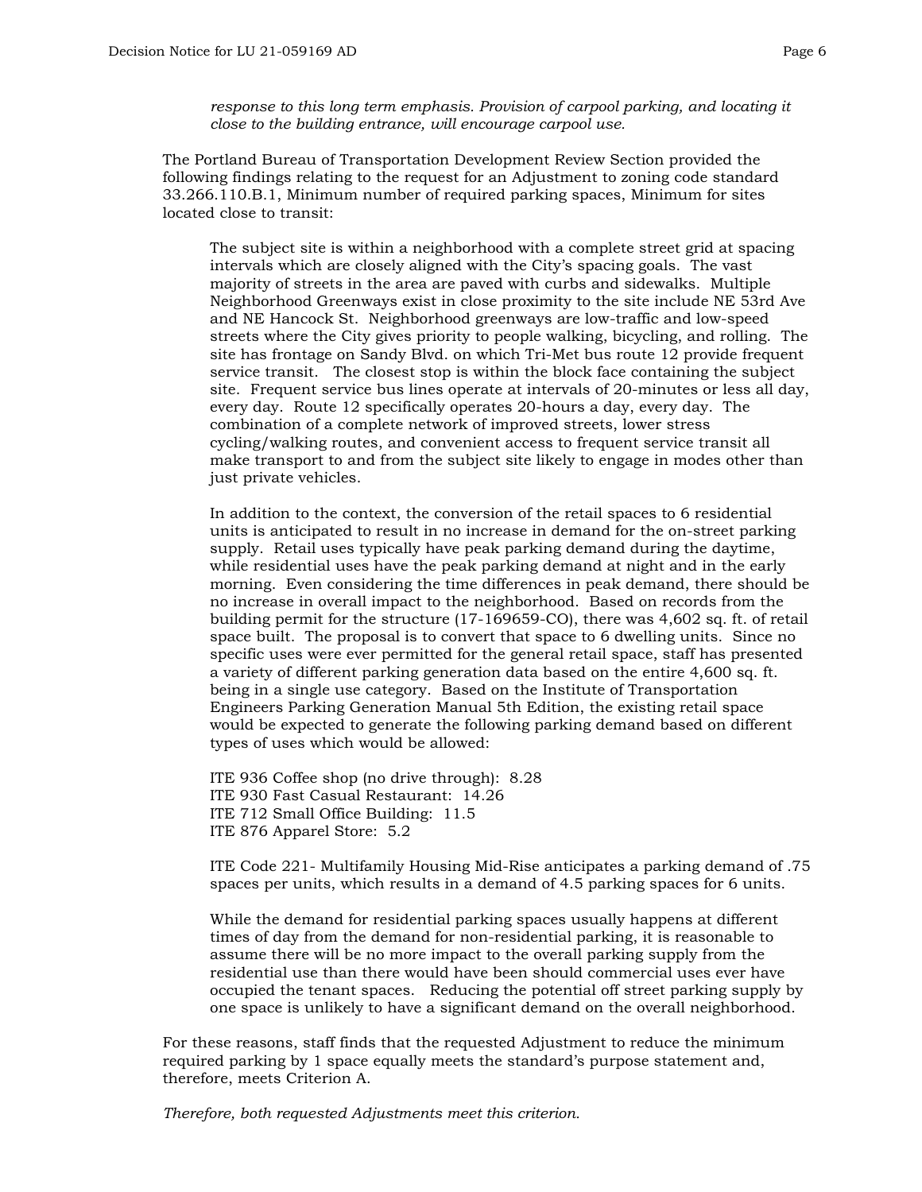*response to this long term emphasis. Provision of carpool parking, and locating it close to the building entrance, will encourage carpool use.*

The Portland Bureau of Transportation Development Review Section provided the following findings relating to the request for an Adjustment to zoning code standard 33.266.110.B.1, Minimum number of required parking spaces, Minimum for sites located close to transit:

> The subject site is within a neighborhood with a complete street grid at spacing intervals which are closely aligned with the City's spacing goals. The vast majority of streets in the area are paved with curbs and sidewalks. Multiple Neighborhood Greenways exist in close proximity to the site include NE 53rd Ave and NE Hancock St. Neighborhood greenways are low-traffic and low-speed streets where the City gives priority to people walking, bicycling, and rolling. The site has frontage on Sandy Blvd. on which Tri-Met bus route 12 provide frequent service transit. The closest stop is within the block face containing the subject site. Frequent service bus lines operate at intervals of 20-minutes or less all day, every day. Route 12 specifically operates 20-hours a day, every day. The combination of a complete network of improved streets, lower stress cycling/walking routes, and convenient access to frequent service transit all make transport to and from the subject site likely to engage in modes other than just private vehicles.
>
> In addition to the context, the conversion of the retail spaces to 6 residential units is anticipated to result in no increase in demand for the on-street parking supply. Retail uses typically have peak parking demand during the daytime, while residential uses have the peak parking demand at night and in the early morning. Even considering the time differences in peak demand, there should be no increase in overall impact to the neighborhood. Based on records from the building permit for the structure (17-169659-CO), there was 4,602 sq. ft. of retail space built. The proposal is to convert that space to 6 dwelling units. Since no specific uses were ever permitted for the general retail space, staff has presented a variety of different parking generation data based on the entire 4,600 sq. ft. being in a single use category. Based on the Institute of Transportation Engineers Parking Generation Manual 5th Edition, the existing retail space would be expected to generate the following parking demand based on different types of uses which would be allowed:
>
> ITE 936 Coffee shop (no drive through): 8.28
> ITE 930 Fast Casual Restaurant: 14.26
> ITE 712 Small Office Building: 11.5
> ITE 876 Apparel Store: 5.2
>
> ITE Code 221- Multifamily Housing Mid-Rise anticipates a parking demand of .75 spaces per units, which results in a demand of 4.5 parking spaces for 6 units.
>
> While the demand for residential parking spaces usually happens at different times of day from the demand for non-residential parking, it is reasonable to assume there will be no more impact to the overall parking supply from the residential use than there would have been should commercial uses ever have occupied the tenant spaces. Reducing the potential off street parking supply by one space is unlikely to have a significant demand on the overall neighborhood.

For these reasons, staff finds that the requested Adjustment to reduce the minimum required parking by 1 space equally meets the standard's purpose statement and, therefore, meets Criterion A.

*Therefore, both requested Adjustments meet this criterion.*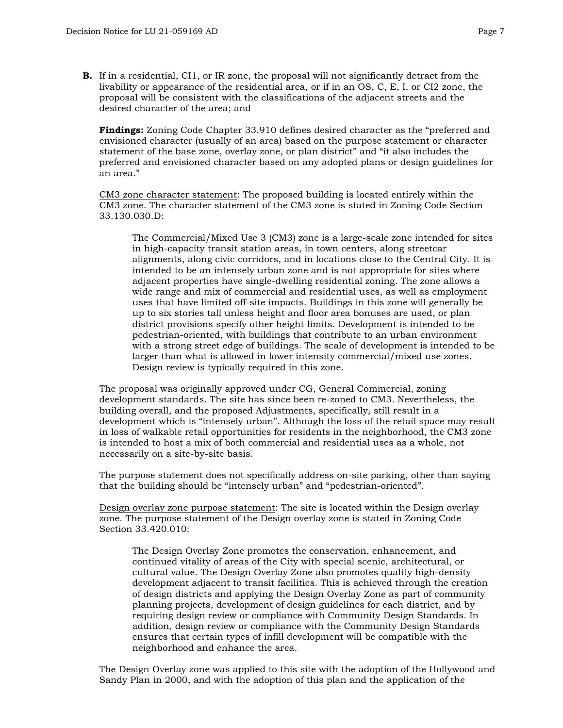**B.** If in a residential, CI1, or IR zone, the proposal will not significantly detract from the livability or appearance of the residential area, or if in an OS, C, E, I, or CI2 zone, the proposal will be consistent with the classifications of the adjacent streets and the desired character of the area; and

**Findings:** Zoning Code Chapter 33.910 defines desired character as the "preferred and envisioned character (usually of an area) based on the purpose statement or character statement of the base zone, overlay zone, or plan district" and "it also includes the preferred and envisioned character based on any adopted plans or design guidelines for an area."

<u>CM3 zone character statement</u>: The proposed building is located entirely within the CM3 zone. The character statement of the CM3 zone is stated in Zoning Code Section 33.130.030.D:

> The Commercial/Mixed Use 3 (CM3) zone is a large-scale zone intended for sites in high-capacity transit station areas, in town centers, along streetcar alignments, along civic corridors, and in locations close to the Central City. It is intended to be an intensely urban zone and is not appropriate for sites where adjacent properties have single-dwelling residential zoning. The zone allows a wide range and mix of commercial and residential uses, as well as employment uses that have limited off-site impacts. Buildings in this zone will generally be up to six stories tall unless height and floor area bonuses are used, or plan district provisions specify other height limits. Development is intended to be pedestrian-oriented, with buildings that contribute to an urban environment with a strong street edge of buildings. The scale of development is intended to be larger than what is allowed in lower intensity commercial/mixed use zones. Design review is typically required in this zone.

The proposal was originally approved under CG, General Commercial, zoning development standards. The site has since been re-zoned to CM3. Nevertheless, the building overall, and the proposed Adjustments, specifically, still result in a development which is "intensely urban". Although the loss of the retail space may result in loss of walkable retail opportunities for residents in the neighborhood, the CM3 zone is intended to host a mix of both commercial and residential uses as a whole, not necessarily on a site-by-site basis.

The purpose statement does not specifically address on-site parking, other than saying that the building should be "intensely urban" and "pedestrian-oriented".

<u>Design overlay zone purpose statement</u>: The site is located within the Design overlay zone. The purpose statement of the Design overlay zone is stated in Zoning Code Section 33.420.010:

> The Design Overlay Zone promotes the conservation, enhancement, and continued vitality of areas of the City with special scenic, architectural, or cultural value. The Design Overlay Zone also promotes quality high-density development adjacent to transit facilities. This is achieved through the creation of design districts and applying the Design Overlay Zone as part of community planning projects, development of design guidelines for each district, and by requiring design review or compliance with Community Design Standards. In addition, design review or compliance with the Community Design Standards ensures that certain types of infill development will be compatible with the neighborhood and enhance the area.

The Design Overlay zone was applied to this site with the adoption of the Hollywood and Sandy Plan in 2000, and with the adoption of this plan and the application of the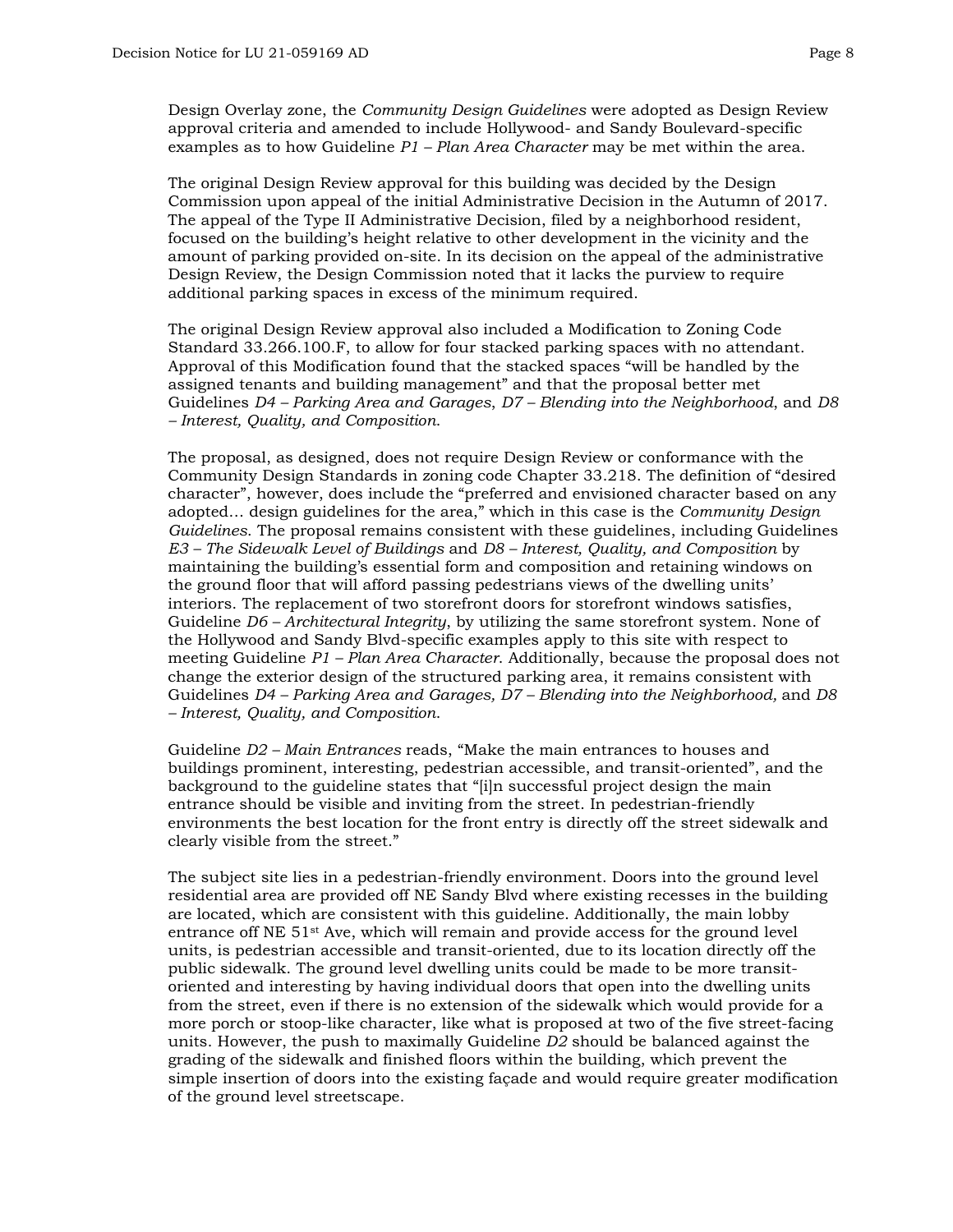Design Overlay zone, the *Community Design Guidelines* were adopted as Design Review approval criteria and amended to include Hollywood- and Sandy Boulevard-specific examples as to how Guideline *P1 – Plan Area Character* may be met within the area.

The original Design Review approval for this building was decided by the Design Commission upon appeal of the initial Administrative Decision in the Autumn of 2017. The appeal of the Type II Administrative Decision, filed by a neighborhood resident, focused on the building's height relative to other development in the vicinity and the amount of parking provided on-site. In its decision on the appeal of the administrative Design Review, the Design Commission noted that it lacks the purview to require additional parking spaces in excess of the minimum required.

The original Design Review approval also included a Modification to Zoning Code Standard 33.266.100.F, to allow for four stacked parking spaces with no attendant. Approval of this Modification found that the stacked spaces "will be handled by the assigned tenants and building management" and that the proposal better met Guidelines *D4 – Parking Area and Garages*, *D7 – Blending into the Neighborhood*, and *D8 – Interest, Quality, and Composition*.

The proposal, as designed, does not require Design Review or conformance with the Community Design Standards in zoning code Chapter 33.218. The definition of "desired character", however, does include the "preferred and envisioned character based on any adopted… design guidelines for the area," which in this case is the *Community Design Guidelines*. The proposal remains consistent with these guidelines, including Guidelines *E3 – The Sidewalk Level of Buildings* and *D8 – Interest, Quality, and Composition* by maintaining the building's essential form and composition and retaining windows on the ground floor that will afford passing pedestrians views of the dwelling units' interiors. The replacement of two storefront doors for storefront windows satisfies, Guideline *D6 – Architectural Integrity*, by utilizing the same storefront system. None of the Hollywood and Sandy Blvd-specific examples apply to this site with respect to meeting Guideline *P1 – Plan Area Character*. Additionally, because the proposal does not change the exterior design of the structured parking area, it remains consistent with Guidelines *D4 – Parking Area and Garages, D7 – Blending into the Neighborhood,* and *D8 – Interest, Quality, and Composition*.

Guideline *D2 – Main Entrances* reads, "Make the main entrances to houses and buildings prominent, interesting, pedestrian accessible, and transit-oriented", and the background to the guideline states that "[i]n successful project design the main entrance should be visible and inviting from the street. In pedestrian-friendly environments the best location for the front entry is directly off the street sidewalk and clearly visible from the street."

The subject site lies in a pedestrian-friendly environment. Doors into the ground level residential area are provided off NE Sandy Blvd where existing recesses in the building are located, which are consistent with this guideline. Additionally, the main lobby entrance off NE 51st Ave, which will remain and provide access for the ground level units, is pedestrian accessible and transit-oriented, due to its location directly off the public sidewalk. The ground level dwelling units could be made to be more transit-oriented and interesting by having individual doors that open into the dwelling units from the street, even if there is no extension of the sidewalk which would provide for a more porch or stoop-like character, like what is proposed at two of the five street-facing units. However, the push to maximally Guideline *D2* should be balanced against the grading of the sidewalk and finished floors within the building, which prevent the simple insertion of doors into the existing façade and would require greater modification of the ground level streetscape.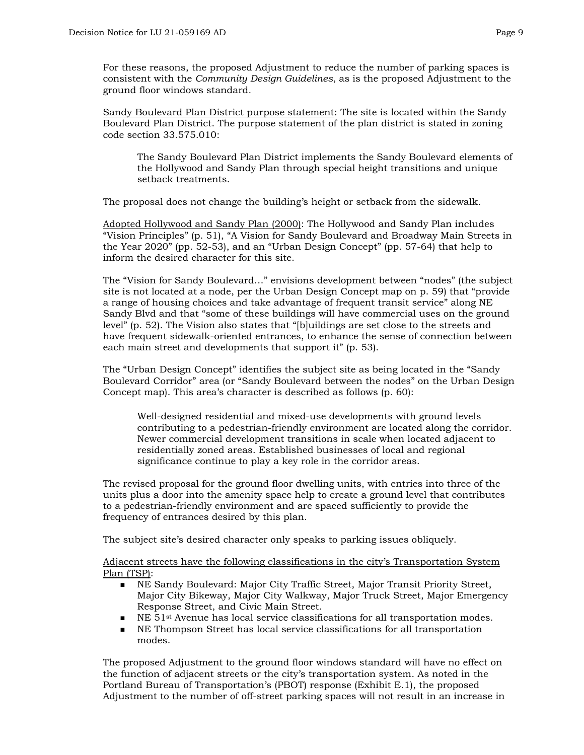For these reasons, the proposed Adjustment to reduce the number of parking spaces is consistent with the *Community Design Guidelines*, as is the proposed Adjustment to the ground floor windows standard.

<u>Sandy Boulevard Plan District purpose statement</u>: The site is located within the Sandy Boulevard Plan District. The purpose statement of the plan district is stated in zoning code section 33.575.010:

> The Sandy Boulevard Plan District implements the Sandy Boulevard elements of the Hollywood and Sandy Plan through special height transitions and unique setback treatments.

The proposal does not change the building's height or setback from the sidewalk.

<u>Adopted Hollywood and Sandy Plan (2000)</u>: The Hollywood and Sandy Plan includes "Vision Principles" (p. 51), "A Vision for Sandy Boulevard and Broadway Main Streets in the Year 2020" (pp. 52-53), and an "Urban Design Concept" (pp. 57-64) that help to inform the desired character for this site.

The "Vision for Sandy Boulevard…" envisions development between "nodes" (the subject site is not located at a node, per the Urban Design Concept map on p. 59) that "provide a range of housing choices and take advantage of frequent transit service" along NE Sandy Blvd and that "some of these buildings will have commercial uses on the ground level" (p. 52). The Vision also states that "[b]uildings are set close to the streets and have frequent sidewalk-oriented entrances, to enhance the sense of connection between each main street and developments that support it" (p. 53).

The "Urban Design Concept" identifies the subject site as being located in the "Sandy Boulevard Corridor" area (or "Sandy Boulevard between the nodes" on the Urban Design Concept map). This area's character is described as follows (p. 60):

> Well-designed residential and mixed-use developments with ground levels contributing to a pedestrian-friendly environment are located along the corridor. Newer commercial development transitions in scale when located adjacent to residentially zoned areas. Established businesses of local and regional significance continue to play a key role in the corridor areas.

The revised proposal for the ground floor dwelling units, with entries into three of the units plus a door into the amenity space help to create a ground level that contributes to a pedestrian-friendly environment and are spaced sufficiently to provide the frequency of entrances desired by this plan.

The subject site's desired character only speaks to parking issues obliquely.

<u>Adjacent streets have the following classifications in the city's Transportation System Plan (TSP)</u>:

- NE Sandy Boulevard: Major City Traffic Street, Major Transit Priority Street, Major City Bikeway, Major City Walkway, Major Truck Street, Major Emergency Response Street, and Civic Main Street.
- NE 51st Avenue has local service classifications for all transportation modes.
- NE Thompson Street has local service classifications for all transportation modes.

The proposed Adjustment to the ground floor windows standard will have no effect on the function of adjacent streets or the city's transportation system. As noted in the Portland Bureau of Transportation's (PBOT) response (Exhibit E.1), the proposed Adjustment to the number of off-street parking spaces will not result in an increase in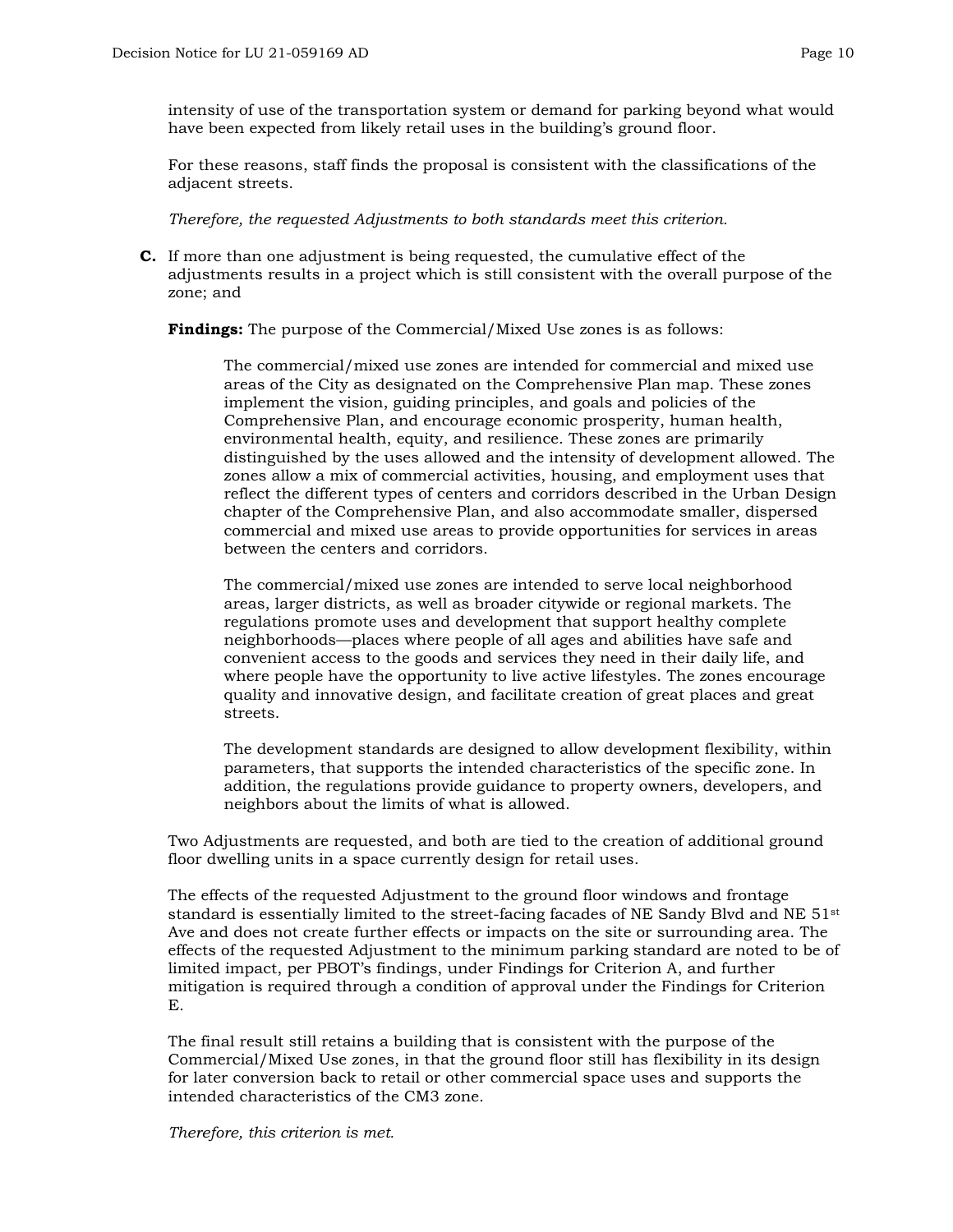intensity of use of the transportation system or demand for parking beyond what would have been expected from likely retail uses in the building's ground floor.

For these reasons, staff finds the proposal is consistent with the classifications of the adjacent streets.

*Therefore, the requested Adjustments to both standards meet this criterion.*

**C.** If more than one adjustment is being requested, the cumulative effect of the adjustments results in a project which is still consistent with the overall purpose of the zone; and

**Findings:** The purpose of the Commercial/Mixed Use zones is as follows:

> The commercial/mixed use zones are intended for commercial and mixed use areas of the City as designated on the Comprehensive Plan map. These zones implement the vision, guiding principles, and goals and policies of the Comprehensive Plan, and encourage economic prosperity, human health, environmental health, equity, and resilience. These zones are primarily distinguished by the uses allowed and the intensity of development allowed. The zones allow a mix of commercial activities, housing, and employment uses that reflect the different types of centers and corridors described in the Urban Design chapter of the Comprehensive Plan, and also accommodate smaller, dispersed commercial and mixed use areas to provide opportunities for services in areas between the centers and corridors.
>
> The commercial/mixed use zones are intended to serve local neighborhood areas, larger districts, as well as broader citywide or regional markets. The regulations promote uses and development that support healthy complete neighborhoods—places where people of all ages and abilities have safe and convenient access to the goods and services they need in their daily life, and where people have the opportunity to live active lifestyles. The zones encourage quality and innovative design, and facilitate creation of great places and great streets.
>
> The development standards are designed to allow development flexibility, within parameters, that supports the intended characteristics of the specific zone. In addition, the regulations provide guidance to property owners, developers, and neighbors about the limits of what is allowed.

Two Adjustments are requested, and both are tied to the creation of additional ground floor dwelling units in a space currently design for retail uses.

The effects of the requested Adjustment to the ground floor windows and frontage standard is essentially limited to the street-facing facades of NE Sandy Blvd and NE 51st Ave and does not create further effects or impacts on the site or surrounding area. The effects of the requested Adjustment to the minimum parking standard are noted to be of limited impact, per PBOT's findings, under Findings for Criterion A, and further mitigation is required through a condition of approval under the Findings for Criterion E.

The final result still retains a building that is consistent with the purpose of the Commercial/Mixed Use zones, in that the ground floor still has flexibility in its design for later conversion back to retail or other commercial space uses and supports the intended characteristics of the CM3 zone.

*Therefore, this criterion is met.*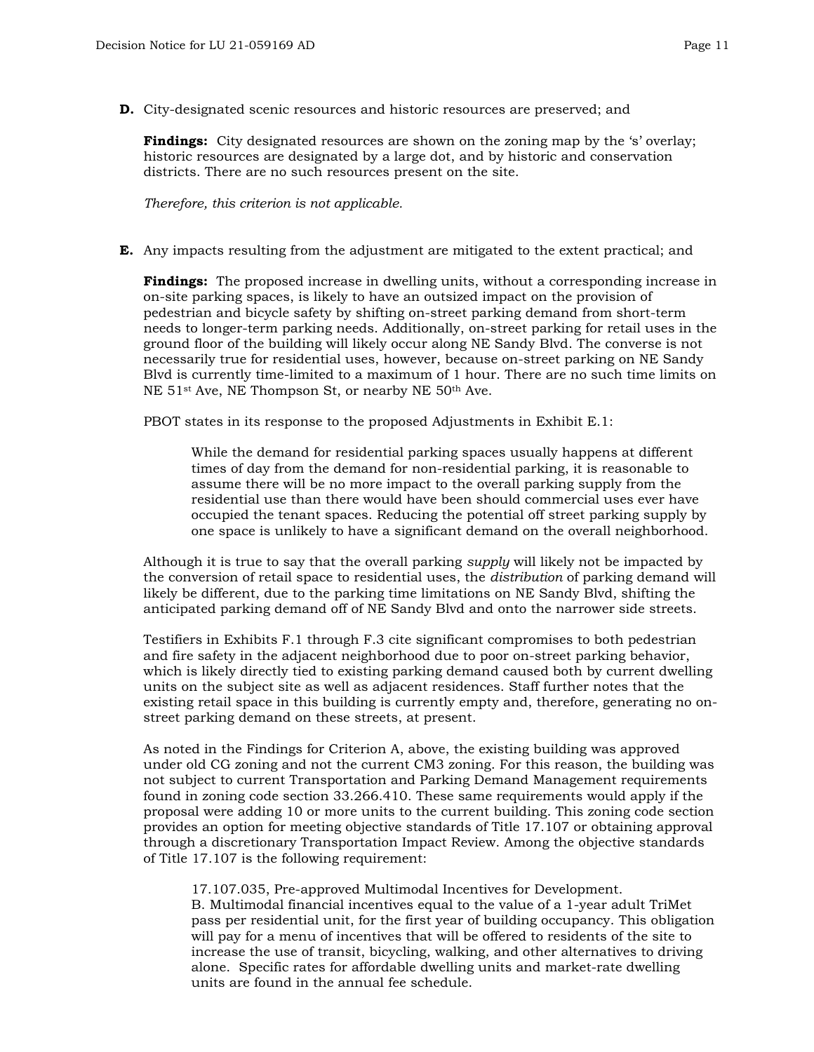**D.** City-designated scenic resources and historic resources are preserved; and

**Findings:** City designated resources are shown on the zoning map by the 's' overlay; historic resources are designated by a large dot, and by historic and conservation districts. There are no such resources present on the site.

*Therefore, this criterion is not applicable.*

**E.** Any impacts resulting from the adjustment are mitigated to the extent practical; and

**Findings:** The proposed increase in dwelling units, without a corresponding increase in on-site parking spaces, is likely to have an outsized impact on the provision of pedestrian and bicycle safety by shifting on-street parking demand from short-term needs to longer-term parking needs. Additionally, on-street parking for retail uses in the ground floor of the building will likely occur along NE Sandy Blvd. The converse is not necessarily true for residential uses, however, because on-street parking on NE Sandy Blvd is currently time-limited to a maximum of 1 hour. There are no such time limits on NE 51st Ave, NE Thompson St, or nearby NE 50th Ave.

PBOT states in its response to the proposed Adjustments in Exhibit E.1:

> While the demand for residential parking spaces usually happens at different times of day from the demand for non-residential parking, it is reasonable to assume there will be no more impact to the overall parking supply from the residential use than there would have been should commercial uses ever have occupied the tenant spaces. Reducing the potential off street parking supply by one space is unlikely to have a significant demand on the overall neighborhood.

Although it is true to say that the overall parking *supply* will likely not be impacted by the conversion of retail space to residential uses, the *distribution* of parking demand will likely be different, due to the parking time limitations on NE Sandy Blvd, shifting the anticipated parking demand off of NE Sandy Blvd and onto the narrower side streets.

Testifiers in Exhibits F.1 through F.3 cite significant compromises to both pedestrian and fire safety in the adjacent neighborhood due to poor on-street parking behavior, which is likely directly tied to existing parking demand caused both by current dwelling units on the subject site as well as adjacent residences. Staff further notes that the existing retail space in this building is currently empty and, therefore, generating no on-street parking demand on these streets, at present.

As noted in the Findings for Criterion A, above, the existing building was approved under old CG zoning and not the current CM3 zoning. For this reason, the building was not subject to current Transportation and Parking Demand Management requirements found in zoning code section 33.266.410. These same requirements would apply if the proposal were adding 10 or more units to the current building. This zoning code section provides an option for meeting objective standards of Title 17.107 or obtaining approval through a discretionary Transportation Impact Review. Among the objective standards of Title 17.107 is the following requirement:

> 17.107.035, Pre-approved Multimodal Incentives for Development.
> B. Multimodal financial incentives equal to the value of a 1-year adult TriMet pass per residential unit, for the first year of building occupancy. This obligation will pay for a menu of incentives that will be offered to residents of the site to increase the use of transit, bicycling, walking, and other alternatives to driving alone. Specific rates for affordable dwelling units and market-rate dwelling units are found in the annual fee schedule.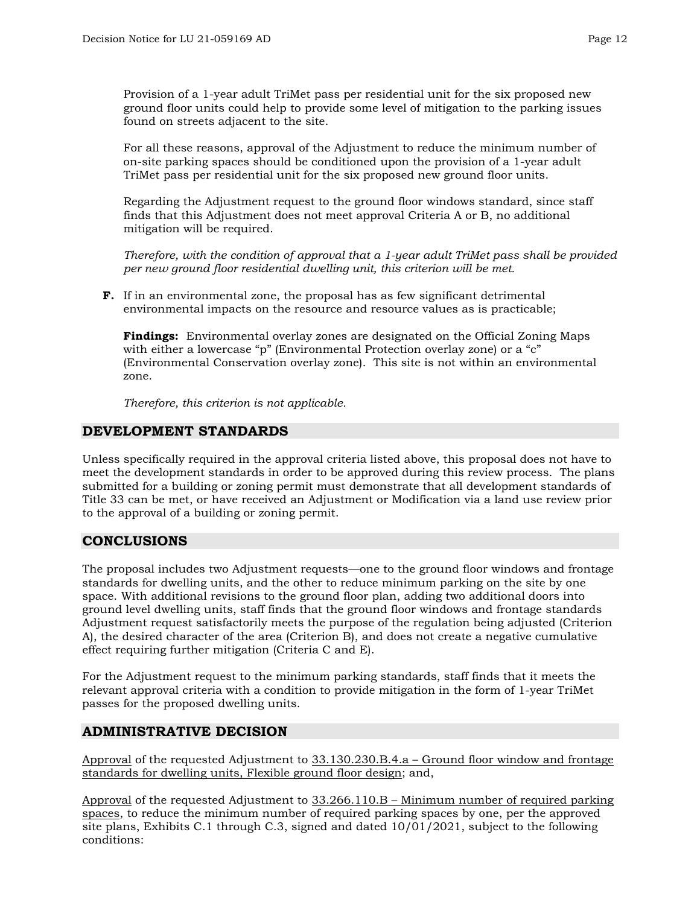Provision of a 1-year adult TriMet pass per residential unit for the six proposed new ground floor units could help to provide some level of mitigation to the parking issues found on streets adjacent to the site.

For all these reasons, approval of the Adjustment to reduce the minimum number of on-site parking spaces should be conditioned upon the provision of a 1-year adult TriMet pass per residential unit for the six proposed new ground floor units.

Regarding the Adjustment request to the ground floor windows standard, since staff finds that this Adjustment does not meet approval Criteria A or B, no additional mitigation will be required.

*Therefore, with the condition of approval that a 1-year adult TriMet pass shall be provided per new ground floor residential dwelling unit, this criterion will be met.*

**F.** If in an environmental zone, the proposal has as few significant detrimental environmental impacts on the resource and resource values as is practicable;

**Findings:** Environmental overlay zones are designated on the Official Zoning Maps with either a lowercase "p" (Environmental Protection overlay zone) or a "c" (Environmental Conservation overlay zone). This site is not within an environmental zone.

*Therefore, this criterion is not applicable.*

## DEVELOPMENT STANDARDS

Unless specifically required in the approval criteria listed above, this proposal does not have to meet the development standards in order to be approved during this review process. The plans submitted for a building or zoning permit must demonstrate that all development standards of Title 33 can be met, or have received an Adjustment or Modification via a land use review prior to the approval of a building or zoning permit.

## CONCLUSIONS

The proposal includes two Adjustment requests—one to the ground floor windows and frontage standards for dwelling units, and the other to reduce minimum parking on the site by one space. With additional revisions to the ground floor plan, adding two additional doors into ground level dwelling units, staff finds that the ground floor windows and frontage standards Adjustment request satisfactorily meets the purpose of the regulation being adjusted (Criterion A), the desired character of the area (Criterion B), and does not create a negative cumulative effect requiring further mitigation (Criteria C and E).

For the Adjustment request to the minimum parking standards, staff finds that it meets the relevant approval criteria with a condition to provide mitigation in the form of 1-year TriMet passes for the proposed dwelling units.

## ADMINISTRATIVE DECISION

Approval of the requested Adjustment to 33.130.230.B.4.a – Ground floor window and frontage standards for dwelling units, Flexible ground floor design; and,

Approval of the requested Adjustment to 33.266.110.B – Minimum number of required parking spaces, to reduce the minimum number of required parking spaces by one, per the approved site plans, Exhibits C.1 through C.3, signed and dated 10/01/2021, subject to the following conditions: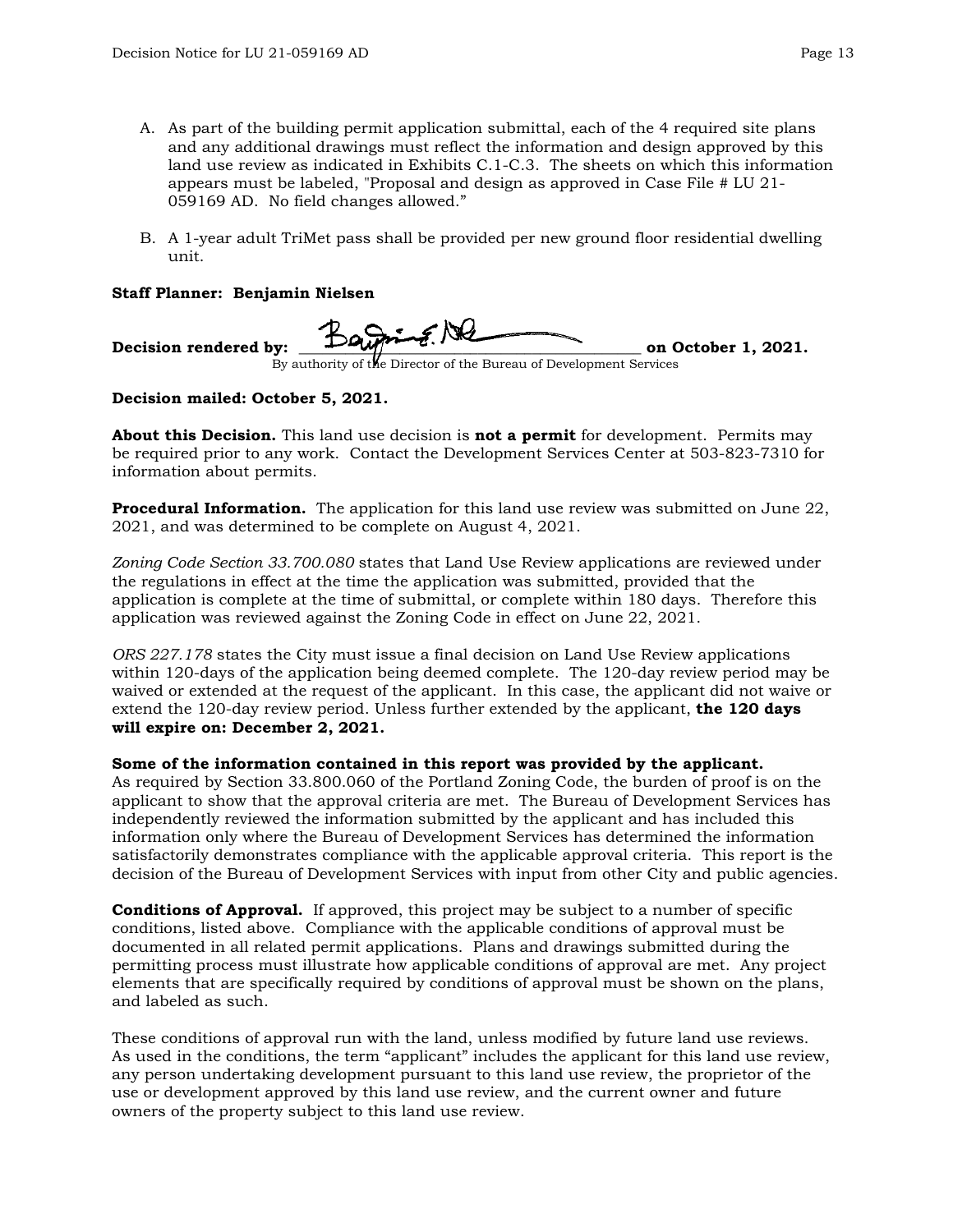A. As part of the building permit application submittal, each of the 4 required site plans and any additional drawings must reflect the information and design approved by this land use review as indicated in Exhibits C.1-C.3. The sheets on which this information appears must be labeled, "Proposal and design as approved in Case File # LU 21-059169 AD. No field changes allowed."

B. A 1-year adult TriMet pass shall be provided per new ground floor residential dwelling unit.

**Staff Planner: Benjamin Nielsen**

**Decision rendered by:** ________________________________ **on October 1, 2021.**
By authority of the Director of the Bureau of Development Services

**Decision mailed: October 5, 2021.**

**About this Decision.** This land use decision is **not a permit** for development. Permits may be required prior to any work. Contact the Development Services Center at 503-823-7310 for information about permits.

**Procedural Information.** The application for this land use review was submitted on June 22, 2021, and was determined to be complete on August 4, 2021.

*Zoning Code Section 33.700.080* states that Land Use Review applications are reviewed under the regulations in effect at the time the application was submitted, provided that the application is complete at the time of submittal, or complete within 180 days. Therefore this application was reviewed against the Zoning Code in effect on June 22, 2021.

*ORS 227.178* states the City must issue a final decision on Land Use Review applications within 120-days of the application being deemed complete. The 120-day review period may be waived or extended at the request of the applicant. In this case, the applicant did not waive or extend the 120-day review period. Unless further extended by the applicant, **the 120 days will expire on: December 2, 2021.**

**Some of the information contained in this report was provided by the applicant.**
As required by Section 33.800.060 of the Portland Zoning Code, the burden of proof is on the applicant to show that the approval criteria are met. The Bureau of Development Services has independently reviewed the information submitted by the applicant and has included this information only where the Bureau of Development Services has determined the information satisfactorily demonstrates compliance with the applicable approval criteria. This report is the decision of the Bureau of Development Services with input from other City and public agencies.

**Conditions of Approval.** If approved, this project may be subject to a number of specific conditions, listed above. Compliance with the applicable conditions of approval must be documented in all related permit applications. Plans and drawings submitted during the permitting process must illustrate how applicable conditions of approval are met. Any project elements that are specifically required by conditions of approval must be shown on the plans, and labeled as such.

These conditions of approval run with the land, unless modified by future land use reviews. As used in the conditions, the term "applicant" includes the applicant for this land use review, any person undertaking development pursuant to this land use review, the proprietor of the use or development approved by this land use review, and the current owner and future owners of the property subject to this land use review.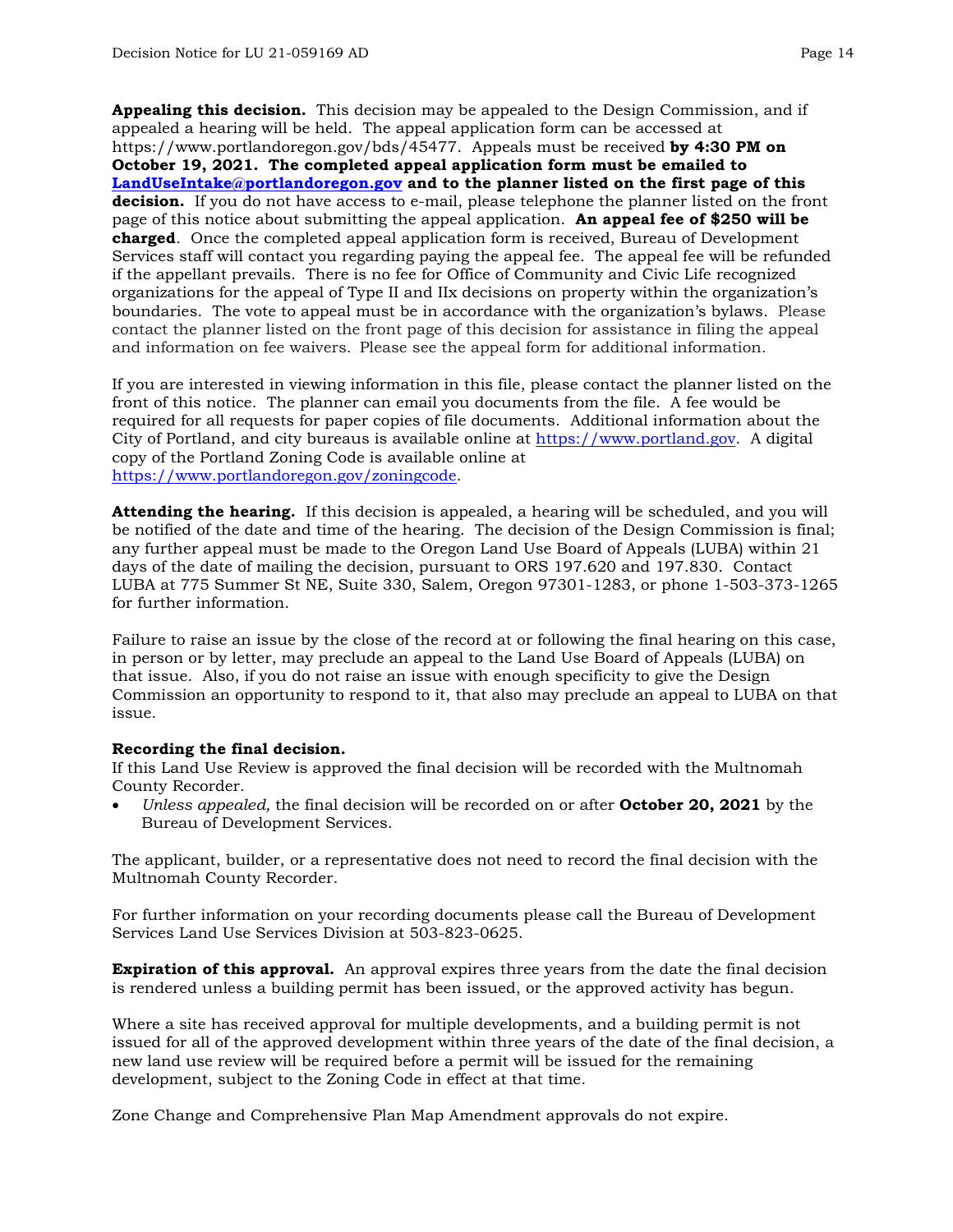**Appealing this decision.** This decision may be appealed to the Design Commission, and if appealed a hearing will be held. The appeal application form can be accessed at https://www.portlandoregon.gov/bds/45477. Appeals must be received **by 4:30 PM on October 19, 2021. The completed appeal application form must be emailed to [LandUseIntake@portlandoregon.gov](mailto:LandUseIntake@portlandoregon.gov) and to the planner listed on the first page of this decision.** If you do not have access to e-mail, please telephone the planner listed on the front page of this notice about submitting the appeal application. **An appeal fee of $250 will be charged**. Once the completed appeal application form is received, Bureau of Development Services staff will contact you regarding paying the appeal fee. The appeal fee will be refunded if the appellant prevails. There is no fee for Office of Community and Civic Life recognized organizations for the appeal of Type II and IIx decisions on property within the organization's boundaries. The vote to appeal must be in accordance with the organization's bylaws. Please contact the planner listed on the front page of this decision for assistance in filing the appeal and information on fee waivers. Please see the appeal form for additional information.

If you are interested in viewing information in this file, please contact the planner listed on the front of this notice. The planner can email you documents from the file. A fee would be required for all requests for paper copies of file documents. Additional information about the City of Portland, and city bureaus is available online at [https://www.portland.gov](https://www.portland.gov). A digital copy of the Portland Zoning Code is available online at [https://www.portlandoregon.gov/zoningcode](https://www.portlandoregon.gov/zoningcode).

**Attending the hearing.** If this decision is appealed, a hearing will be scheduled, and you will be notified of the date and time of the hearing. The decision of the Design Commission is final; any further appeal must be made to the Oregon Land Use Board of Appeals (LUBA) within 21 days of the date of mailing the decision, pursuant to ORS 197.620 and 197.830. Contact LUBA at 775 Summer St NE, Suite 330, Salem, Oregon 97301-1283, or phone 1-503-373-1265 for further information.

Failure to raise an issue by the close of the record at or following the final hearing on this case, in person or by letter, may preclude an appeal to the Land Use Board of Appeals (LUBA) on that issue. Also, if you do not raise an issue with enough specificity to give the Design Commission an opportunity to respond to it, that also may preclude an appeal to LUBA on that issue.

**Recording the final decision.**
If this Land Use Review is approved the final decision will be recorded with the Multnomah County Recorder.

- *Unless appealed,* the final decision will be recorded on or after **October 20, 2021** by the Bureau of Development Services.

The applicant, builder, or a representative does not need to record the final decision with the Multnomah County Recorder.

For further information on your recording documents please call the Bureau of Development Services Land Use Services Division at 503-823-0625.

**Expiration of this approval.** An approval expires three years from the date the final decision is rendered unless a building permit has been issued, or the approved activity has begun.

Where a site has received approval for multiple developments, and a building permit is not issued for all of the approved development within three years of the date of the final decision, a new land use review will be required before a permit will be issued for the remaining development, subject to the Zoning Code in effect at that time.

Zone Change and Comprehensive Plan Map Amendment approvals do not expire.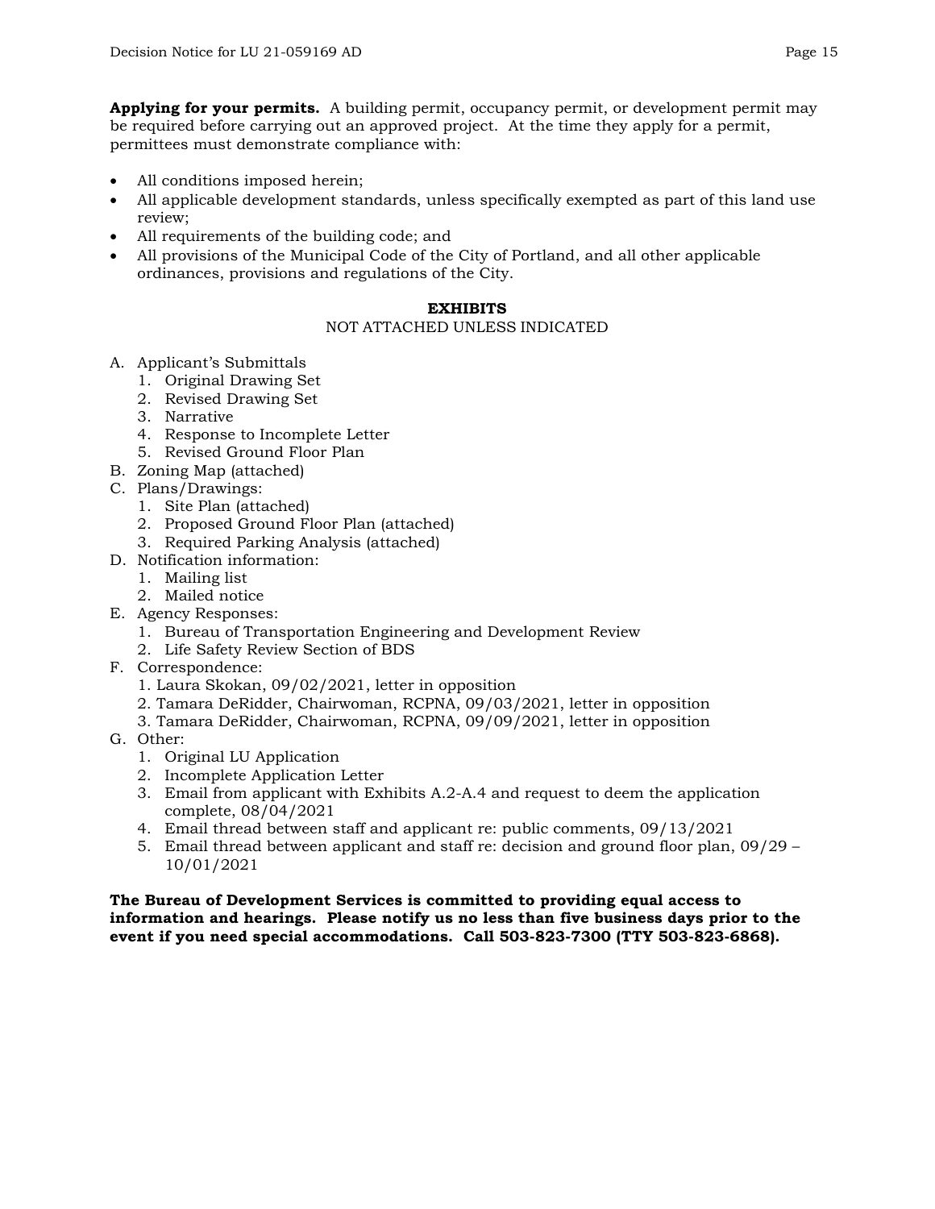**Applying for your permits.** A building permit, occupancy permit, or development permit may be required before carrying out an approved project. At the time they apply for a permit, permittees must demonstrate compliance with:

- All conditions imposed herein;
- All applicable development standards, unless specifically exempted as part of this land use review;
- All requirements of the building code; and
- All provisions of the Municipal Code of the City of Portland, and all other applicable ordinances, provisions and regulations of the City.

**EXHIBITS**

NOT ATTACHED UNLESS INDICATED

A. Applicant's Submittals
   1. Original Drawing Set
   2. Revised Drawing Set
   3. Narrative
   4. Response to Incomplete Letter
   5. Revised Ground Floor Plan

B. Zoning Map (attached)

C. Plans/Drawings:
   1. Site Plan (attached)
   2. Proposed Ground Floor Plan (attached)
   3. Required Parking Analysis (attached)

D. Notification information:
   1. Mailing list
   2. Mailed notice

E. Agency Responses:
   1. Bureau of Transportation Engineering and Development Review
   2. Life Safety Review Section of BDS

F. Correspondence:
   1. Laura Skokan, 09/02/2021, letter in opposition
   2. Tamara DeRidder, Chairwoman, RCPNA, 09/03/2021, letter in opposition
   3. Tamara DeRidder, Chairwoman, RCPNA, 09/09/2021, letter in opposition

G. Other:
   1. Original LU Application
   2. Incomplete Application Letter
   3. Email from applicant with Exhibits A.2-A.4 and request to deem the application complete, 08/04/2021
   4. Email thread between staff and applicant re: public comments, 09/13/2021
   5. Email thread between applicant and staff re: decision and ground floor plan, 09/29 – 10/01/2021

**The Bureau of Development Services is committed to providing equal access to information and hearings. Please notify us no less than five business days prior to the event if you need special accommodations. Call 503-823-7300 (TTY 503-823-6868).**